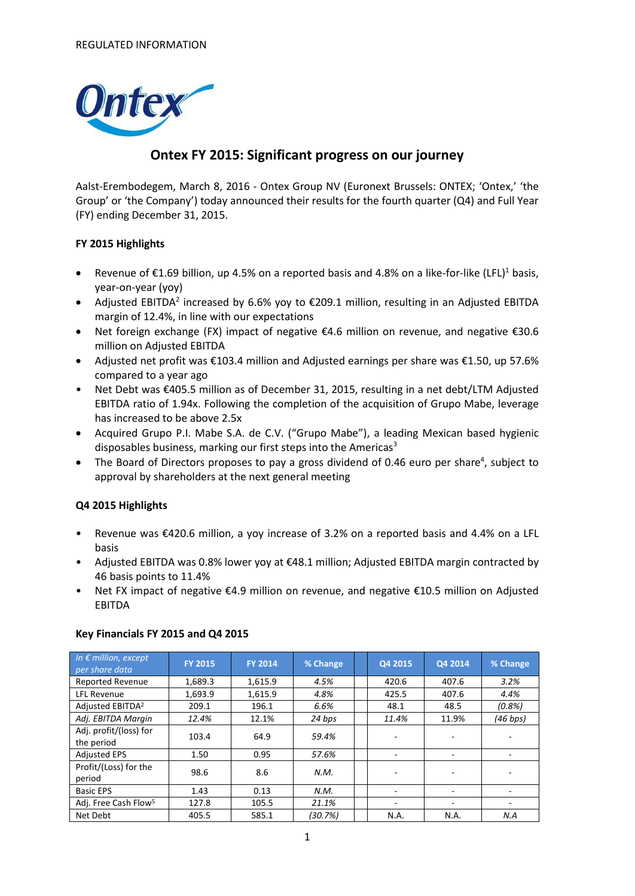REGULATED INFORMATION

# Ontex FY 2015: Significant progress on our journey

Aalst-Erembodegem, March 8, 2016 - Ontex Group NV (Euronext Brussels: ONTEX; 'Ontex,' 'the Group' or 'the Company') today announced their results for the fourth quarter (Q4) and Full Year (FY) ending December 31, 2015.

## FY 2015 Highlights

- Revenue of €1.69 billion, up 4.5% on a reported basis and 4.8% on a like-for-like (LFL)[1] basis, year-on-year (yoy)
- Adjusted EBITDA[2] increased by 6.6% yoy to €209.1 million, resulting in an Adjusted EBITDA margin of 12.4%, in line with our expectations
- Net foreign exchange (FX) impact of negative €4.6 million on revenue, and negative €30.6 million on Adjusted EBITDA
- Adjusted net profit was €103.4 million and Adjusted earnings per share was €1.50, up 57.6% compared to a year ago
- Net Debt was €405.5 million as of December 31, 2015, resulting in a net debt/LTM Adjusted EBITDA ratio of 1.94x. Following the completion of the acquisition of Grupo Mabe, leverage has increased to be above 2.5x
- Acquired Grupo P.I. Mabe S.A. de C.V. ("Grupo Mabe"), a leading Mexican based hygienic disposables business, marking our first steps into the Americas[3]
- The Board of Directors proposes to pay a gross dividend of 0.46 euro per share[4], subject to approval by shareholders at the next general meeting

## Q4 2015 Highlights

- Revenue was €420.6 million, a yoy increase of 3.2% on a reported basis and 4.4% on a LFL basis
- Adjusted EBITDA was 0.8% lower yoy at €48.1 million; Adjusted EBITDA margin contracted by 46 basis points to 11.4%
- Net FX impact of negative €4.9 million on revenue, and negative €10.5 million on Adjusted EBITDA

## Key Financials FY 2015 and Q4 2015

| *In € million, except per share data* | FY 2015 | FY 2014 | % Change | | Q4 2015 | Q4 2014 | % Change |
|---|---|---|---|---|---|---|---|
| Reported Revenue | 1,689.3 | 1,615.9 | *4.5%* | | 420.6 | 407.6 | *3.2%* |
| LFL Revenue | 1,693.9 | 1,615.9 | *4.8%* | | 425.5 | 407.6 | *4.4%* |
| Adjusted EBITDA[2] | 209.1 | 196.1 | *6.6%* | | 48.1 | 48.5 | *(0.8%)* |
| *Adj. EBITDA Margin* | *12.4%* | 12.1% | *24 bps* | | *11.4%* | 11.9% | *(46 bps)* |
| Adj. profit/(loss) for the period | 103.4 | 64.9 | *59.4%* | | - | - | - |
| Adjusted EPS | 1.50 | 0.95 | *57.6%* | | - | - | - |
| Profit/(Loss) for the period | 98.6 | 8.6 | *N.M.* | | - | - | - |
| Basic EPS | 1.43 | 0.13 | *N.M.* | | - | - | - |
| Adj. Free Cash Flow[5] | 127.8 | 105.5 | *21.1%* | | - | - | - |
| Net Debt | 405.5 | 585.1 | *(30.7%)* | | N.A. | N.A. | *N.A* |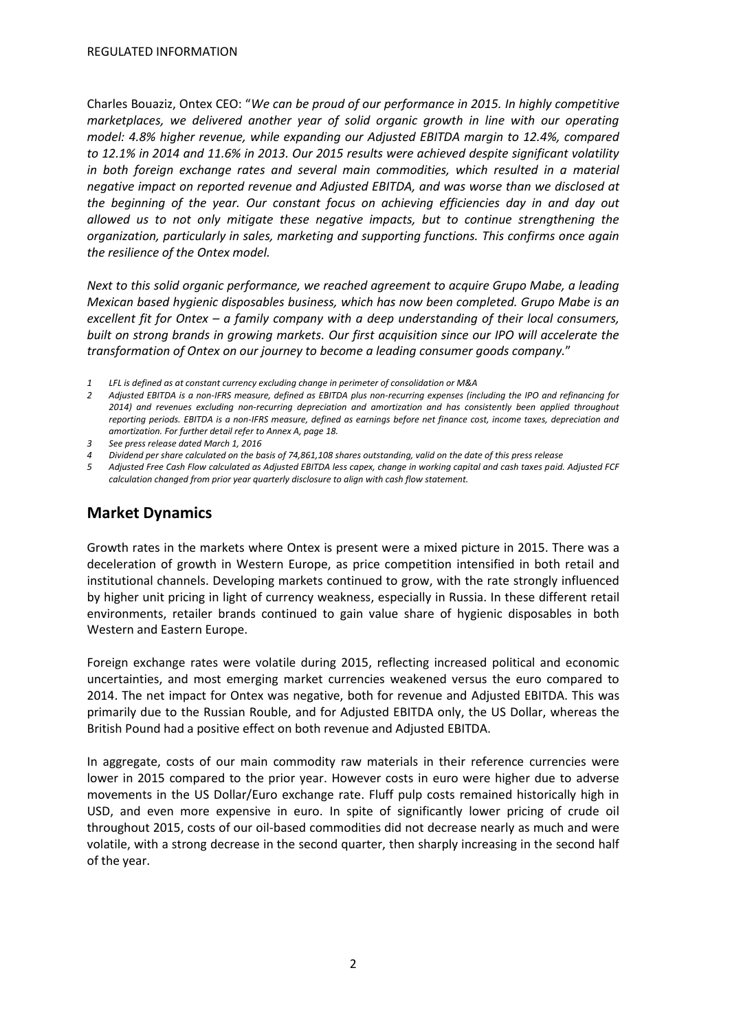Charles Bouaziz, Ontex CEO: "*We can be proud of our performance in 2015. In highly competitive marketplaces, we delivered another year of solid organic growth in line with our operating model: 4.8% higher revenue, while expanding our Adjusted EBITDA margin to 12.4%, compared to 12.1% in 2014 and 11.6% in 2013. Our 2015 results were achieved despite significant volatility in both foreign exchange rates and several main commodities, which resulted in a material negative impact on reported revenue and Adjusted EBITDA, and was worse than we disclosed at the beginning of the year. Our constant focus on achieving efficiencies day in and day out allowed us to not only mitigate these negative impacts, but to continue strengthening the organization, particularly in sales, marketing and supporting functions. This confirms once again the resilience of the Ontex model.*

*Next to this solid organic performance, we reached agreement to acquire Grupo Mabe, a leading Mexican based hygienic disposables business, which has now been completed. Grupo Mabe is an excellent fit for Ontex – a family company with a deep understanding of their local consumers, built on strong brands in growing markets. Our first acquisition since our IPO will accelerate the transformation of Ontex on our journey to become a leading consumer goods company.*"

*1 LFL is defined as at constant currency excluding change in perimeter of consolidation or M&A*

*2 Adjusted EBITDA is a non-IFRS measure, defined as EBITDA plus non-recurring expenses (including the IPO and refinancing for 2014) and revenues excluding non-recurring depreciation and amortization and has consistently been applied throughout reporting periods. EBITDA is a non-IFRS measure, defined as earnings before net finance cost, income taxes, depreciation and amortization. For further detail refer to Annex A, page 18.*

*3 See press release dated March 1, 2016*

*4 Dividend per share calculated on the basis of 74,861,108 shares outstanding, valid on the date of this press release*

*5 Adjusted Free Cash Flow calculated as Adjusted EBITDA less capex, change in working capital and cash taxes paid. Adjusted FCF calculation changed from prior year quarterly disclosure to align with cash flow statement.*

## Market Dynamics

Growth rates in the markets where Ontex is present were a mixed picture in 2015. There was a deceleration of growth in Western Europe, as price competition intensified in both retail and institutional channels. Developing markets continued to grow, with the rate strongly influenced by higher unit pricing in light of currency weakness, especially in Russia. In these different retail environments, retailer brands continued to gain value share of hygienic disposables in both Western and Eastern Europe.

Foreign exchange rates were volatile during 2015, reflecting increased political and economic uncertainties, and most emerging market currencies weakened versus the euro compared to 2014. The net impact for Ontex was negative, both for revenue and Adjusted EBITDA. This was primarily due to the Russian Rouble, and for Adjusted EBITDA only, the US Dollar, whereas the British Pound had a positive effect on both revenue and Adjusted EBITDA.

In aggregate, costs of our main commodity raw materials in their reference currencies were lower in 2015 compared to the prior year. However costs in euro were higher due to adverse movements in the US Dollar/Euro exchange rate. Fluff pulp costs remained historically high in USD, and even more expensive in euro. In spite of significantly lower pricing of crude oil throughout 2015, costs of our oil-based commodities did not decrease nearly as much and were volatile, with a strong decrease in the second quarter, then sharply increasing in the second half of the year.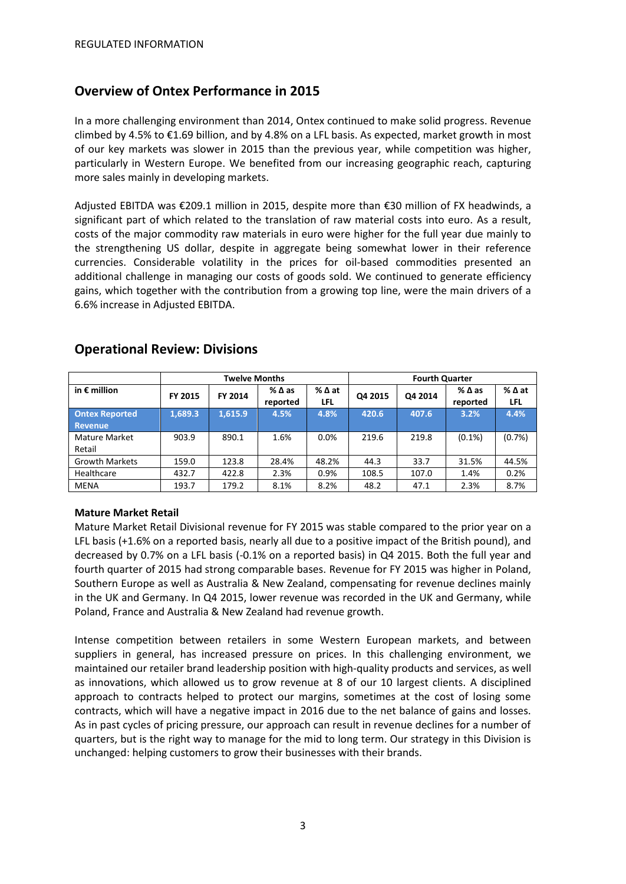REGULATED INFORMATION

## Overview of Ontex Performance in 2015

In a more challenging environment than 2014, Ontex continued to make solid progress. Revenue climbed by 4.5% to €1.69 billion, and by 4.8% on a LFL basis. As expected, market growth in most of our key markets was slower in 2015 than the previous year, while competition was higher, particularly in Western Europe. We benefited from our increasing geographic reach, capturing more sales mainly in developing markets.

Adjusted EBITDA was €209.1 million in 2015, despite more than €30 million of FX headwinds, a significant part of which related to the translation of raw material costs into euro. As a result, costs of the major commodity raw materials in euro were higher for the full year due mainly to the strengthening US dollar, despite in aggregate being somewhat lower in their reference currencies. Considerable volatility in the prices for oil-based commodities presented an additional challenge in managing our costs of goods sold. We continued to generate efficiency gains, which together with the contribution from a growing top line, were the main drivers of a 6.6% increase in Adjusted EBITDA.

## Operational Review: Divisions

| | Twelve Months | | | | Fourth Quarter | | | |
|---|---|---|---|---|---|---|---|---|
| in € million | FY 2015 | FY 2014 | % Δ as reported | % Δ at LFL | Q4 2015 | Q4 2014 | % Δ as reported | % Δ at LFL |
| **Ontex Reported Revenue** | **1,689.3** | **1,615.9** | **4.5%** | **4.8%** | **420.6** | **407.6** | **3.2%** | **4.4%** |
| Mature Market Retail | 903.9 | 890.1 | 1.6% | 0.0% | 219.6 | 219.8 | (0.1%) | (0.7%) |
| Growth Markets | 159.0 | 123.8 | 28.4% | 48.2% | 44.3 | 33.7 | 31.5% | 44.5% |
| Healthcare | 432.7 | 422.8 | 2.3% | 0.9% | 108.5 | 107.0 | 1.4% | 0.2% |
| MENA | 193.7 | 179.2 | 8.1% | 8.2% | 48.2 | 47.1 | 2.3% | 8.7% |

**Mature Market Retail**
Mature Market Retail Divisional revenue for FY 2015 was stable compared to the prior year on a LFL basis (+1.6% on a reported basis, nearly all due to a positive impact of the British pound), and decreased by 0.7% on a LFL basis (-0.1% on a reported basis) in Q4 2015. Both the full year and fourth quarter of 2015 had strong comparable bases. Revenue for FY 2015 was higher in Poland, Southern Europe as well as Australia & New Zealand, compensating for revenue declines mainly in the UK and Germany. In Q4 2015, lower revenue was recorded in the UK and Germany, while Poland, France and Australia & New Zealand had revenue growth.

Intense competition between retailers in some Western European markets, and between suppliers in general, has increased pressure on prices. In this challenging environment, we maintained our retailer brand leadership position with high-quality products and services, as well as innovations, which allowed us to grow revenue at 8 of our 10 largest clients. A disciplined approach to contracts helped to protect our margins, sometimes at the cost of losing some contracts, which will have a negative impact in 2016 due to the net balance of gains and losses. As in past cycles of pricing pressure, our approach can result in revenue declines for a number of quarters, but is the right way to manage for the mid to long term. Our strategy in this Division is unchanged: helping customers to grow their businesses with their brands.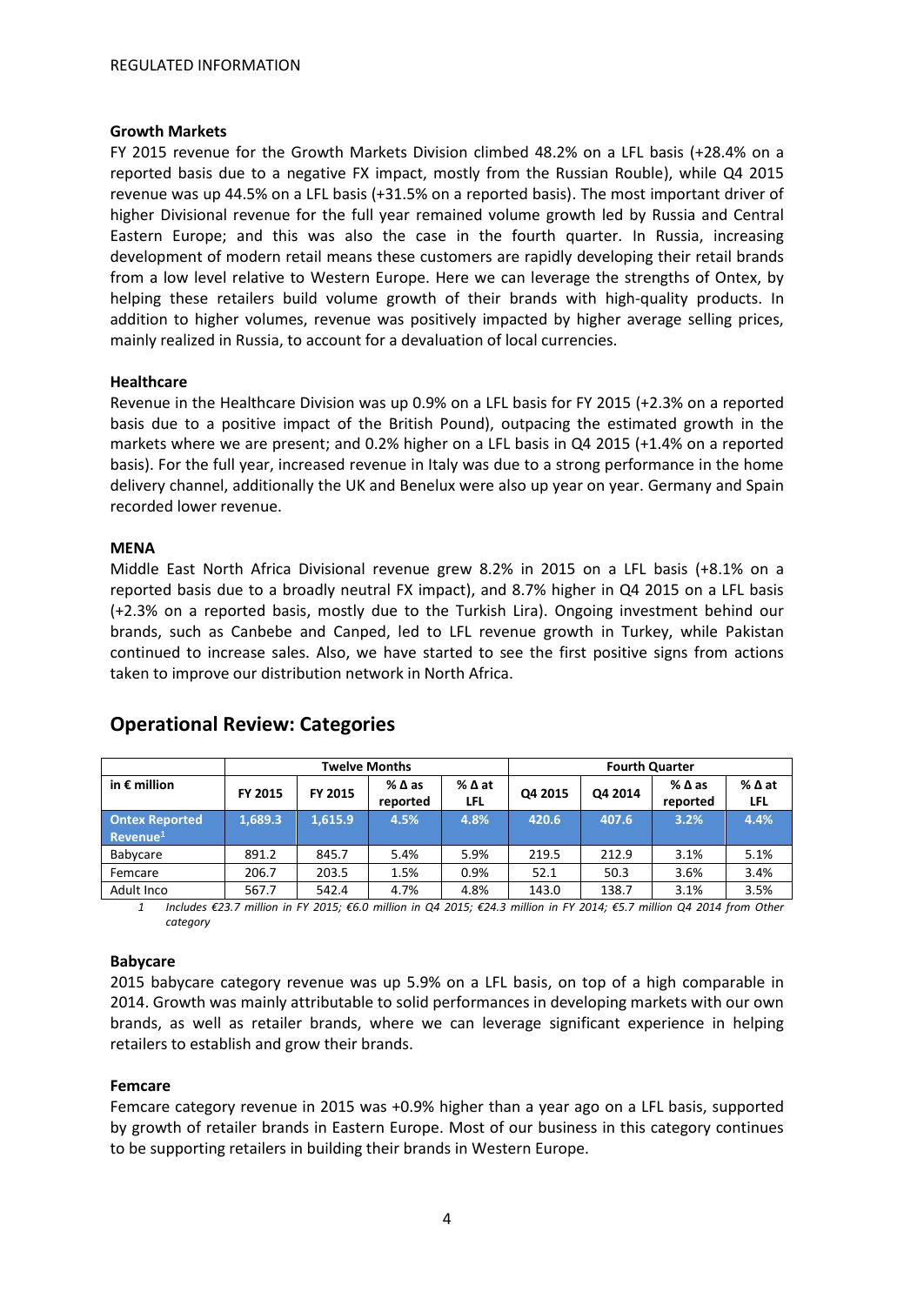REGULATED INFORMATION

**Growth Markets**

FY 2015 revenue for the Growth Markets Division climbed 48.2% on a LFL basis (+28.4% on a reported basis due to a negative FX impact, mostly from the Russian Rouble), while Q4 2015 revenue was up 44.5% on a LFL basis (+31.5% on a reported basis). The most important driver of higher Divisional revenue for the full year remained volume growth led by Russia and Central Eastern Europe; and this was also the case in the fourth quarter. In Russia, increasing development of modern retail means these customers are rapidly developing their retail brands from a low level relative to Western Europe. Here we can leverage the strengths of Ontex, by helping these retailers build volume growth of their brands with high-quality products. In addition to higher volumes, revenue was positively impacted by higher average selling prices, mainly realized in Russia, to account for a devaluation of local currencies.

**Healthcare**

Revenue in the Healthcare Division was up 0.9% on a LFL basis for FY 2015 (+2.3% on a reported basis due to a positive impact of the British Pound), outpacing the estimated growth in the markets where we are present; and 0.2% higher on a LFL basis in Q4 2015 (+1.4% on a reported basis). For the full year, increased revenue in Italy was due to a strong performance in the home delivery channel, additionally the UK and Benelux were also up year on year. Germany and Spain recorded lower revenue.

**MENA**

Middle East North Africa Divisional revenue grew 8.2% in 2015 on a LFL basis (+8.1% on a reported basis due to a broadly neutral FX impact), and 8.7% higher in Q4 2015 on a LFL basis (+2.3% on a reported basis, mostly due to the Turkish Lira). Ongoing investment behind our brands, such as Canbebe and Canped, led to LFL revenue growth in Turkey, while Pakistan continued to increase sales. Also, we have started to see the first positive signs from actions taken to improve our distribution network in North Africa.

## Operational Review: Categories

| in € million | Twelve Months | | | | Fourth Quarter | | | |
|---|---|---|---|---|---|---|---|---|
| | FY 2015 | FY 2015 | % Δ as reported | % Δ at LFL | Q4 2015 | Q4 2014 | % Δ as reported | % Δ at LFL |
| **Ontex Reported Revenue[1]** | **1,689.3** | **1,615.9** | **4.5%** | **4.8%** | **420.6** | **407.6** | **3.2%** | **4.4%** |
| Babycare | 891.2 | 845.7 | 5.4% | 5.9% | 219.5 | 212.9 | 3.1% | 5.1% |
| Femcare | 206.7 | 203.5 | 1.5% | 0.9% | 52.1 | 50.3 | 3.6% | 3.4% |
| Adult Inco | 567.7 | 542.4 | 4.7% | 4.8% | 143.0 | 138.7 | 3.1% | 3.5% |

*1 Includes €23.7 million in FY 2015; €6.0 million in Q4 2015; €24.3 million in FY 2014; €5.7 million Q4 2014 from Other category*

**Babycare**

2015 babycare category revenue was up 5.9% on a LFL basis, on top of a high comparable in 2014. Growth was mainly attributable to solid performances in developing markets with our own brands, as well as retailer brands, where we can leverage significant experience in helping retailers to establish and grow their brands.

**Femcare**

Femcare category revenue in 2015 was +0.9% higher than a year ago on a LFL basis, supported by growth of retailer brands in Eastern Europe. Most of our business in this category continues to be supporting retailers in building their brands in Western Europe.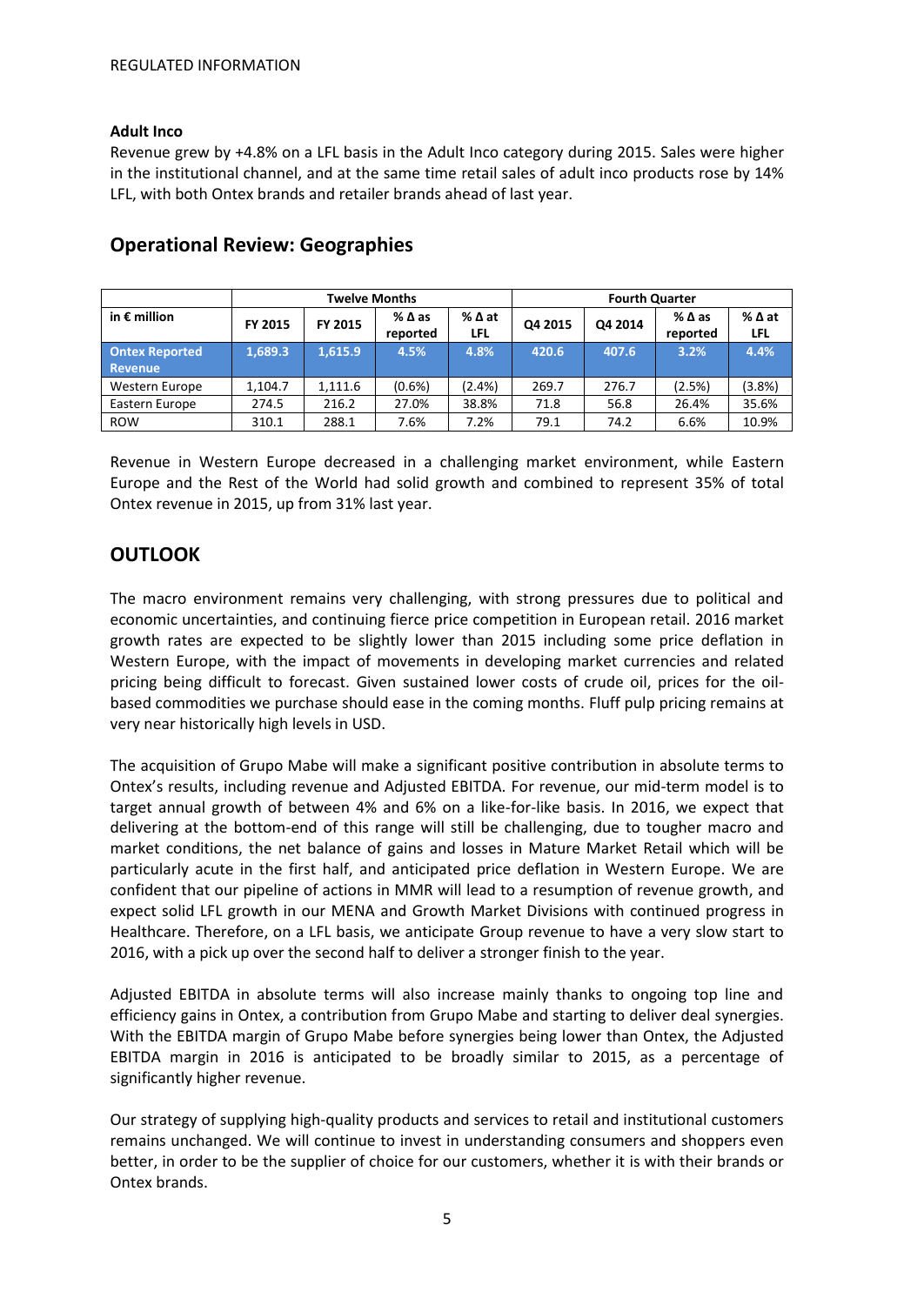REGULATED INFORMATION

### Adult Inco

Revenue grew by +4.8% on a LFL basis in the Adult Inco category during 2015. Sales were higher in the institutional channel, and at the same time retail sales of adult inco products rose by 14% LFL, with both Ontex brands and retailer brands ahead of last year.

## Operational Review: Geographies

| | Twelve Months | | | | Fourth Quarter | | | |
|---|---|---|---|---|---|---|---|---|
| in € million | FY 2015 | FY 2015 | % Δ as reported | % Δ at LFL | Q4 2015 | Q4 2014 | % Δ as reported | % Δ at LFL |
| **Ontex Reported Revenue** | **1,689.3** | **1,615.9** | **4.5%** | **4.8%** | **420.6** | **407.6** | **3.2%** | **4.4%** |
| Western Europe | 1,104.7 | 1,111.6 | (0.6%) | (2.4%) | 269.7 | 276.7 | (2.5%) | (3.8%) |
| Eastern Europe | 274.5 | 216.2 | 27.0% | 38.8% | 71.8 | 56.8 | 26.4% | 35.6% |
| ROW | 310.1 | 288.1 | 7.6% | 7.2% | 79.1 | 74.2 | 6.6% | 10.9% |

Revenue in Western Europe decreased in a challenging market environment, while Eastern Europe and the Rest of the World had solid growth and combined to represent 35% of total Ontex revenue in 2015, up from 31% last year.

## OUTLOOK

The macro environment remains very challenging, with strong pressures due to political and economic uncertainties, and continuing fierce price competition in European retail. 2016 market growth rates are expected to be slightly lower than 2015 including some price deflation in Western Europe, with the impact of movements in developing market currencies and related pricing being difficult to forecast. Given sustained lower costs of crude oil, prices for the oil-based commodities we purchase should ease in the coming months. Fluff pulp pricing remains at very near historically high levels in USD.

The acquisition of Grupo Mabe will make a significant positive contribution in absolute terms to Ontex's results, including revenue and Adjusted EBITDA. For revenue, our mid-term model is to target annual growth of between 4% and 6% on a like-for-like basis. In 2016, we expect that delivering at the bottom-end of this range will still be challenging, due to tougher macro and market conditions, the net balance of gains and losses in Mature Market Retail which will be particularly acute in the first half, and anticipated price deflation in Western Europe. We are confident that our pipeline of actions in MMR will lead to a resumption of revenue growth, and expect solid LFL growth in our MENA and Growth Market Divisions with continued progress in Healthcare. Therefore, on a LFL basis, we anticipate Group revenue to have a very slow start to 2016, with a pick up over the second half to deliver a stronger finish to the year.

Adjusted EBITDA in absolute terms will also increase mainly thanks to ongoing top line and efficiency gains in Ontex, a contribution from Grupo Mabe and starting to deliver deal synergies. With the EBITDA margin of Grupo Mabe before synergies being lower than Ontex, the Adjusted EBITDA margin in 2016 is anticipated to be broadly similar to 2015, as a percentage of significantly higher revenue.

Our strategy of supplying high-quality products and services to retail and institutional customers remains unchanged. We will continue to invest in understanding consumers and shoppers even better, in order to be the supplier of choice for our customers, whether it is with their brands or Ontex brands.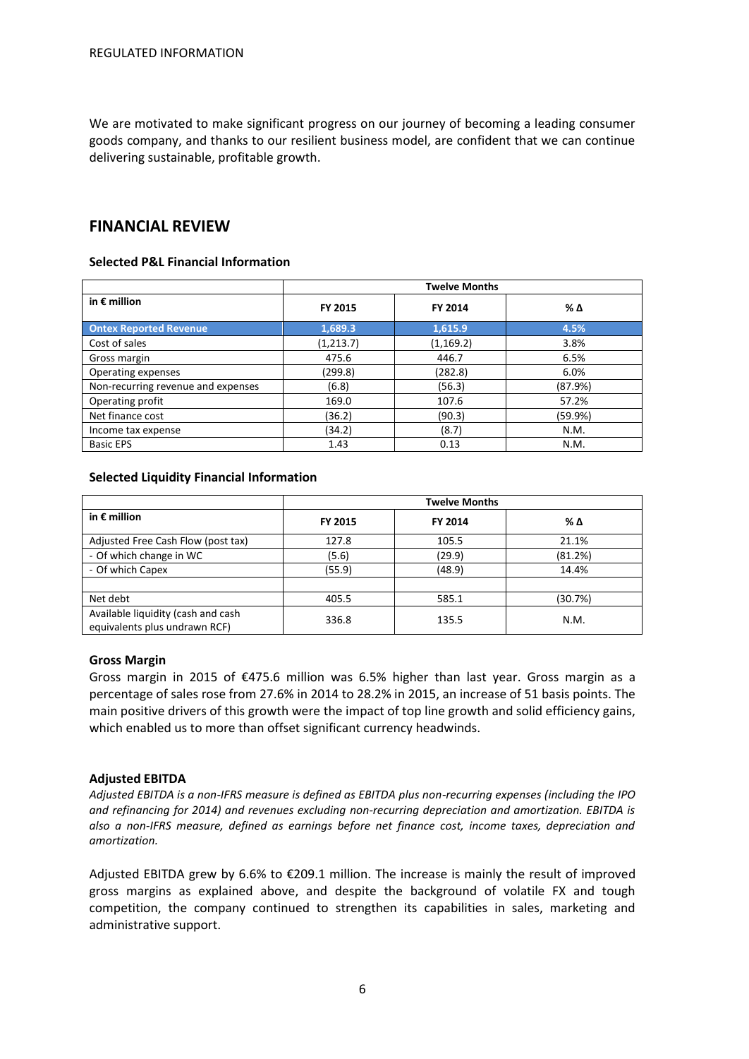We are motivated to make significant progress on our journey of becoming a leading consumer goods company, and thanks to our resilient business model, are confident that we can continue delivering sustainable, profitable growth.

## FINANCIAL REVIEW

### Selected P&L Financial Information

| in € million | Twelve Months | | |
|---|---|---|---|
| | FY 2015 | FY 2014 | % Δ |
| **Ontex Reported Revenue** | **1,689.3** | **1,615.9** | **4.5%** |
| Cost of sales | (1,213.7) | (1,169.2) | 3.8% |
| Gross margin | 475.6 | 446.7 | 6.5% |
| Operating expenses | (299.8) | (282.8) | 6.0% |
| Non-recurring revenue and expenses | (6.8) | (56.3) | (87.9%) |
| Operating profit | 169.0 | 107.6 | 57.2% |
| Net finance cost | (36.2) | (90.3) | (59.9%) |
| Income tax expense | (34.2) | (8.7) | N.M. |
| Basic EPS | 1.43 | 0.13 | N.M. |

### Selected Liquidity Financial Information

| in € million | Twelve Months | | |
|---|---|---|---|
| | FY 2015 | FY 2014 | % Δ |
| Adjusted Free Cash Flow (post tax) | 127.8 | 105.5 | 21.1% |
| - Of which change in WC | (5.6) | (29.9) | (81.2%) |
| - Of which Capex | (55.9) | (48.9) | 14.4% |
| | | | |
| Net debt | 405.5 | 585.1 | (30.7%) |
| Available liquidity (cash and cash equivalents plus undrawn RCF) | 336.8 | 135.5 | N.M. |

### Gross Margin

Gross margin in 2015 of €475.6 million was 6.5% higher than last year. Gross margin as a percentage of sales rose from 27.6% in 2014 to 28.2% in 2015, an increase of 51 basis points. The main positive drivers of this growth were the impact of top line growth and solid efficiency gains, which enabled us to more than offset significant currency headwinds.

### Adjusted EBITDA

*Adjusted EBITDA is a non-IFRS measure is defined as EBITDA plus non-recurring expenses (including the IPO and refinancing for 2014) and revenues excluding non-recurring depreciation and amortization. EBITDA is also a non-IFRS measure, defined as earnings before net finance cost, income taxes, depreciation and amortization.*

Adjusted EBITDA grew by 6.6% to €209.1 million. The increase is mainly the result of improved gross margins as explained above, and despite the background of volatile FX and tough competition, the company continued to strengthen its capabilities in sales, marketing and administrative support.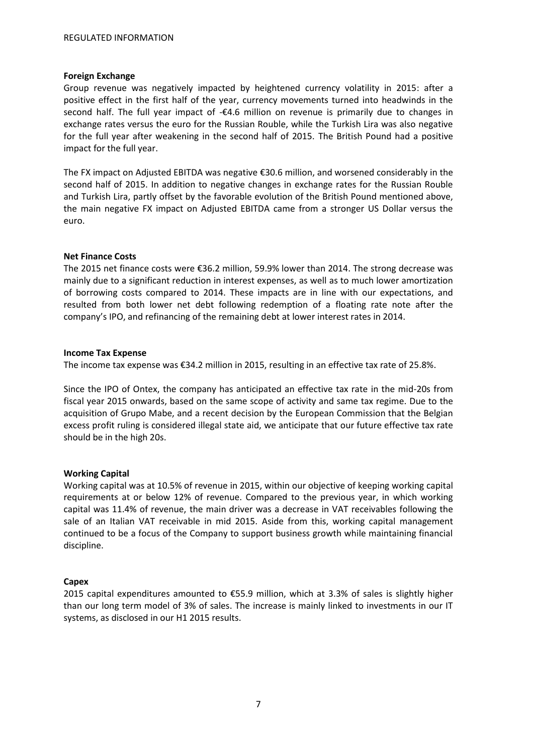**Foreign Exchange**

Group revenue was negatively impacted by heightened currency volatility in 2015: after a positive effect in the first half of the year, currency movements turned into headwinds in the second half. The full year impact of -€4.6 million on revenue is primarily due to changes in exchange rates versus the euro for the Russian Rouble, while the Turkish Lira was also negative for the full year after weakening in the second half of 2015. The British Pound had a positive impact for the full year.

The FX impact on Adjusted EBITDA was negative €30.6 million, and worsened considerably in the second half of 2015. In addition to negative changes in exchange rates for the Russian Rouble and Turkish Lira, partly offset by the favorable evolution of the British Pound mentioned above, the main negative FX impact on Adjusted EBITDA came from a stronger US Dollar versus the euro.

**Net Finance Costs**

The 2015 net finance costs were €36.2 million, 59.9% lower than 2014. The strong decrease was mainly due to a significant reduction in interest expenses, as well as to much lower amortization of borrowing costs compared to 2014. These impacts are in line with our expectations, and resulted from both lower net debt following redemption of a floating rate note after the company's IPO, and refinancing of the remaining debt at lower interest rates in 2014.

**Income Tax Expense**

The income tax expense was €34.2 million in 2015, resulting in an effective tax rate of 25.8%.

Since the IPO of Ontex, the company has anticipated an effective tax rate in the mid-20s from fiscal year 2015 onwards, based on the same scope of activity and same tax regime. Due to the acquisition of Grupo Mabe, and a recent decision by the European Commission that the Belgian excess profit ruling is considered illegal state aid, we anticipate that our future effective tax rate should be in the high 20s.

**Working Capital**

Working capital was at 10.5% of revenue in 2015, within our objective of keeping working capital requirements at or below 12% of revenue. Compared to the previous year, in which working capital was 11.4% of revenue, the main driver was a decrease in VAT receivables following the sale of an Italian VAT receivable in mid 2015. Aside from this, working capital management continued to be a focus of the Company to support business growth while maintaining financial discipline.

**Capex**

2015 capital expenditures amounted to €55.9 million, which at 3.3% of sales is slightly higher than our long term model of 3% of sales. The increase is mainly linked to investments in our IT systems, as disclosed in our H1 2015 results.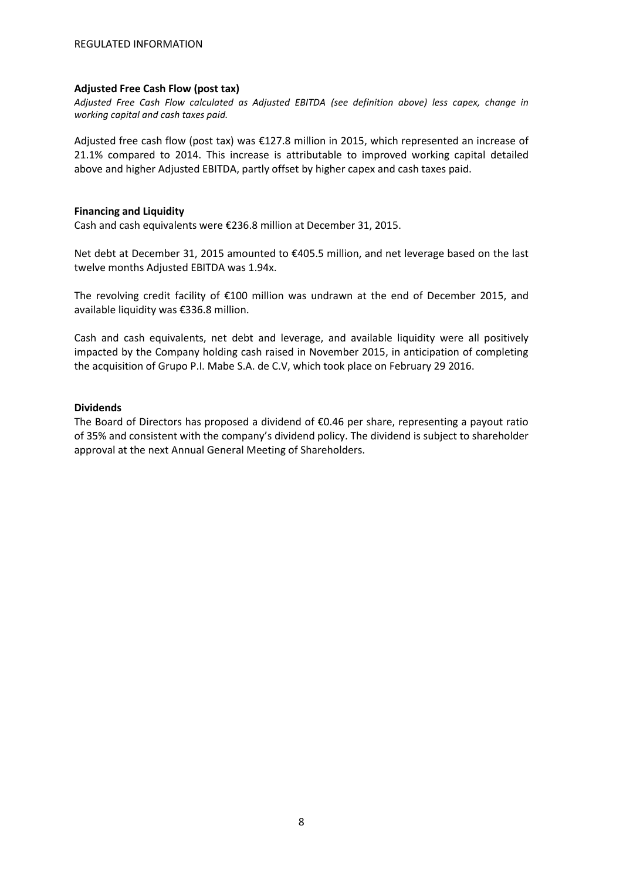**Adjusted Free Cash Flow (post tax)**

*Adjusted Free Cash Flow calculated as Adjusted EBITDA (see definition above) less capex, change in working capital and cash taxes paid.*

Adjusted free cash flow (post tax) was €127.8 million in 2015, which represented an increase of 21.1% compared to 2014. This increase is attributable to improved working capital detailed above and higher Adjusted EBITDA, partly offset by higher capex and cash taxes paid.

**Financing and Liquidity**

Cash and cash equivalents were €236.8 million at December 31, 2015.

Net debt at December 31, 2015 amounted to €405.5 million, and net leverage based on the last twelve months Adjusted EBITDA was 1.94x.

The revolving credit facility of €100 million was undrawn at the end of December 2015, and available liquidity was €336.8 million.

Cash and cash equivalents, net debt and leverage, and available liquidity were all positively impacted by the Company holding cash raised in November 2015, in anticipation of completing the acquisition of Grupo P.I. Mabe S.A. de C.V, which took place on February 29 2016.

**Dividends**

The Board of Directors has proposed a dividend of €0.46 per share, representing a payout ratio of 35% and consistent with the company's dividend policy. The dividend is subject to shareholder approval at the next Annual General Meeting of Shareholders.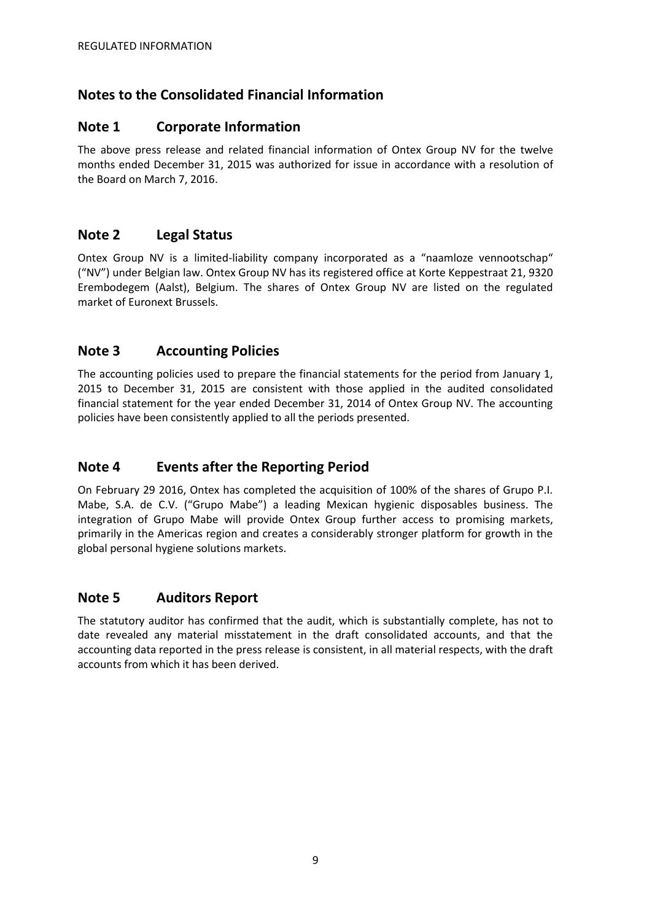## Notes to the Consolidated Financial Information

### Note 1 Corporate Information

The above press release and related financial information of Ontex Group NV for the twelve months ended December 31, 2015 was authorized for issue in accordance with a resolution of the Board on March 7, 2016.

### Note 2 Legal Status

Ontex Group NV is a limited-liability company incorporated as a "naamloze vennootschap" ("NV") under Belgian law. Ontex Group NV has its registered office at Korte Keppestraat 21, 9320 Erembodegem (Aalst), Belgium. The shares of Ontex Group NV are listed on the regulated market of Euronext Brussels.

### Note 3 Accounting Policies

The accounting policies used to prepare the financial statements for the period from January 1, 2015 to December 31, 2015 are consistent with those applied in the audited consolidated financial statement for the year ended December 31, 2014 of Ontex Group NV. The accounting policies have been consistently applied to all the periods presented.

### Note 4 Events after the Reporting Period

On February 29 2016, Ontex has completed the acquisition of 100% of the shares of Grupo P.I. Mabe, S.A. de C.V. ("Grupo Mabe") a leading Mexican hygienic disposables business. The integration of Grupo Mabe will provide Ontex Group further access to promising markets, primarily in the Americas region and creates a considerably stronger platform for growth in the global personal hygiene solutions markets.

### Note 5 Auditors Report

The statutory auditor has confirmed that the audit, which is substantially complete, has not to date revealed any material misstatement in the draft consolidated accounts, and that the accounting data reported in the press release is consistent, in all material respects, with the draft accounts from which it has been derived.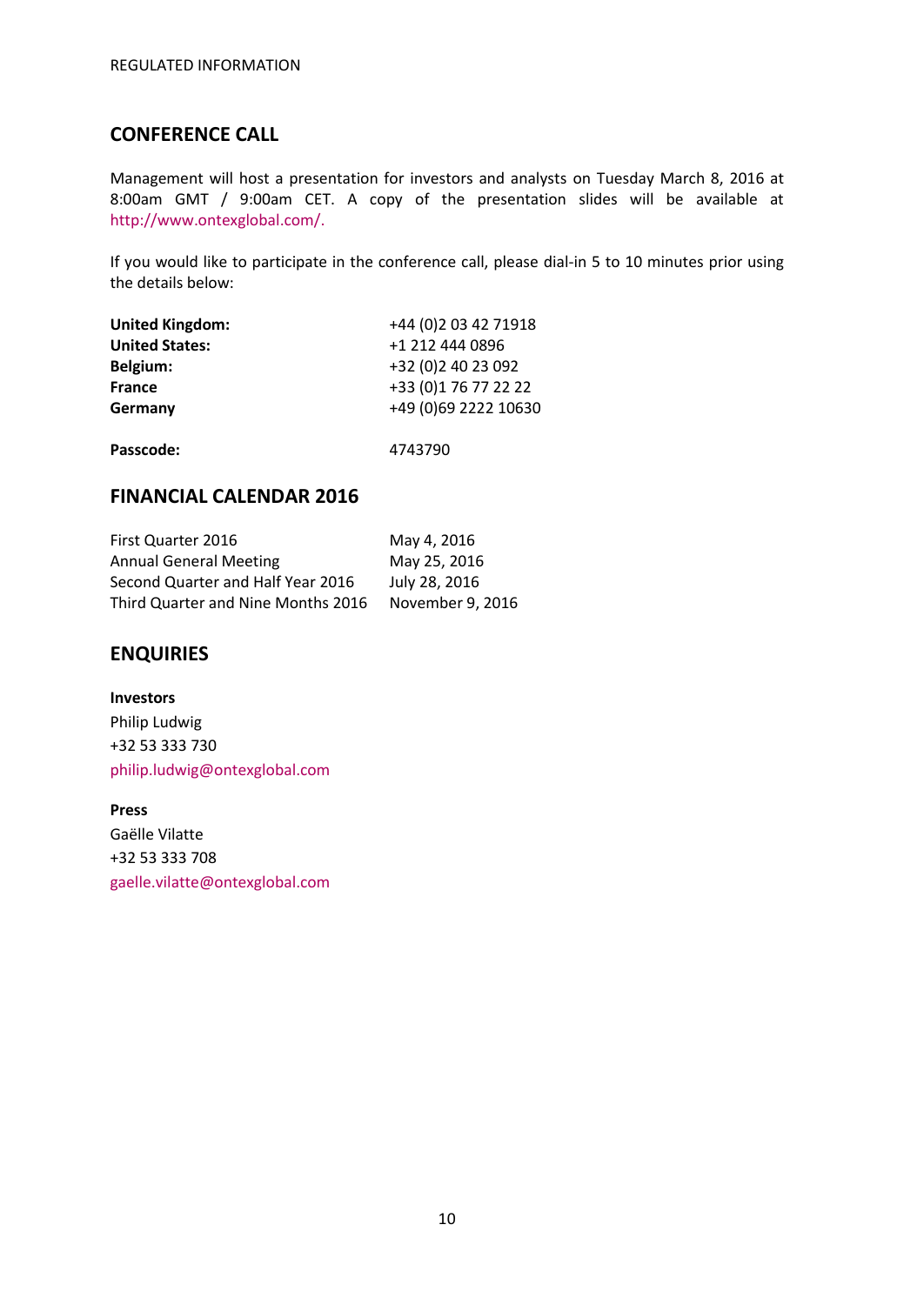## CONFERENCE CALL

Management will host a presentation for investors and analysts on Tuesday March 8, 2016 at 8:00am GMT / 9:00am CET. A copy of the presentation slides will be available at http://www.ontexglobal.com/.

If you would like to participate in the conference call, please dial-in 5 to 10 minutes prior using the details below:

| | |
|---|---|
| **United Kingdom:** | +44 (0)2 03 42 71918 |
| **United States:** | +1 212 444 0896 |
| **Belgium:** | +32 (0)2 40 23 092 |
| **France** | +33 (0)1 76 77 22 22 |
| **Germany** | +49 (0)69 2222 10630 |
| | |
| **Passcode:** | 4743790 |

## FINANCIAL CALENDAR 2016

| | |
|---|---|
| First Quarter 2016 | May 4, 2016 |
| Annual General Meeting | May 25, 2016 |
| Second Quarter and Half Year 2016 | July 28, 2016 |
| Third Quarter and Nine Months 2016 | November 9, 2016 |

## ENQUIRIES

**Investors**
Philip Ludwig
+32 53 333 730
philip.ludwig@ontexglobal.com

**Press**
Gaëlle Vilatte
+32 53 333 708
gaelle.vilatte@ontexglobal.com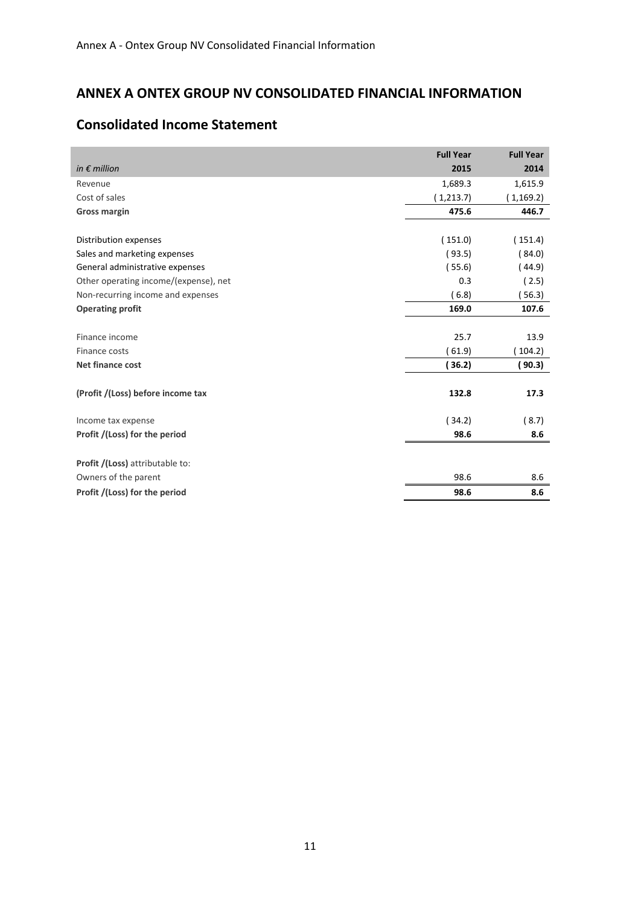# ANNEX A ONTEX GROUP NV CONSOLIDATED FINANCIAL INFORMATION

## Consolidated Income Statement

| *in € million* | **Full Year 2015** | **Full Year 2014** |
|---|---|---|
| Revenue | 1,689.3 | 1,615.9 |
| Cost of sales | ( 1,213.7) | ( 1,169.2) |
| **Gross margin** | **475.6** | **446.7** |
| | | |
| Distribution expenses | ( 151.0) | ( 151.4) |
| Sales and marketing expenses | ( 93.5) | ( 84.0) |
| General administrative expenses | ( 55.6) | ( 44.9) |
| Other operating income/(expense), net | 0.3 | ( 2.5) |
| Non-recurring income and expenses | ( 6.8) | ( 56.3) |
| **Operating profit** | **169.0** | **107.6** |
| | | |
| Finance income | 25.7 | 13.9 |
| Finance costs | ( 61.9) | ( 104.2) |
| **Net finance cost** | **( 36.2)** | **( 90.3)** |
| | | |
| **(Profit /(Loss) before income tax** | **132.8** | **17.3** |
| | | |
| Income tax expense | ( 34.2) | ( 8.7) |
| **Profit /(Loss) for the period** | **98.6** | **8.6** |
| | | |
| **Profit /(Loss)** attributable to: | | |
| Owners of the parent | 98.6 | 8.6 |
| **Profit /(Loss) for the period** | **98.6** | **8.6** |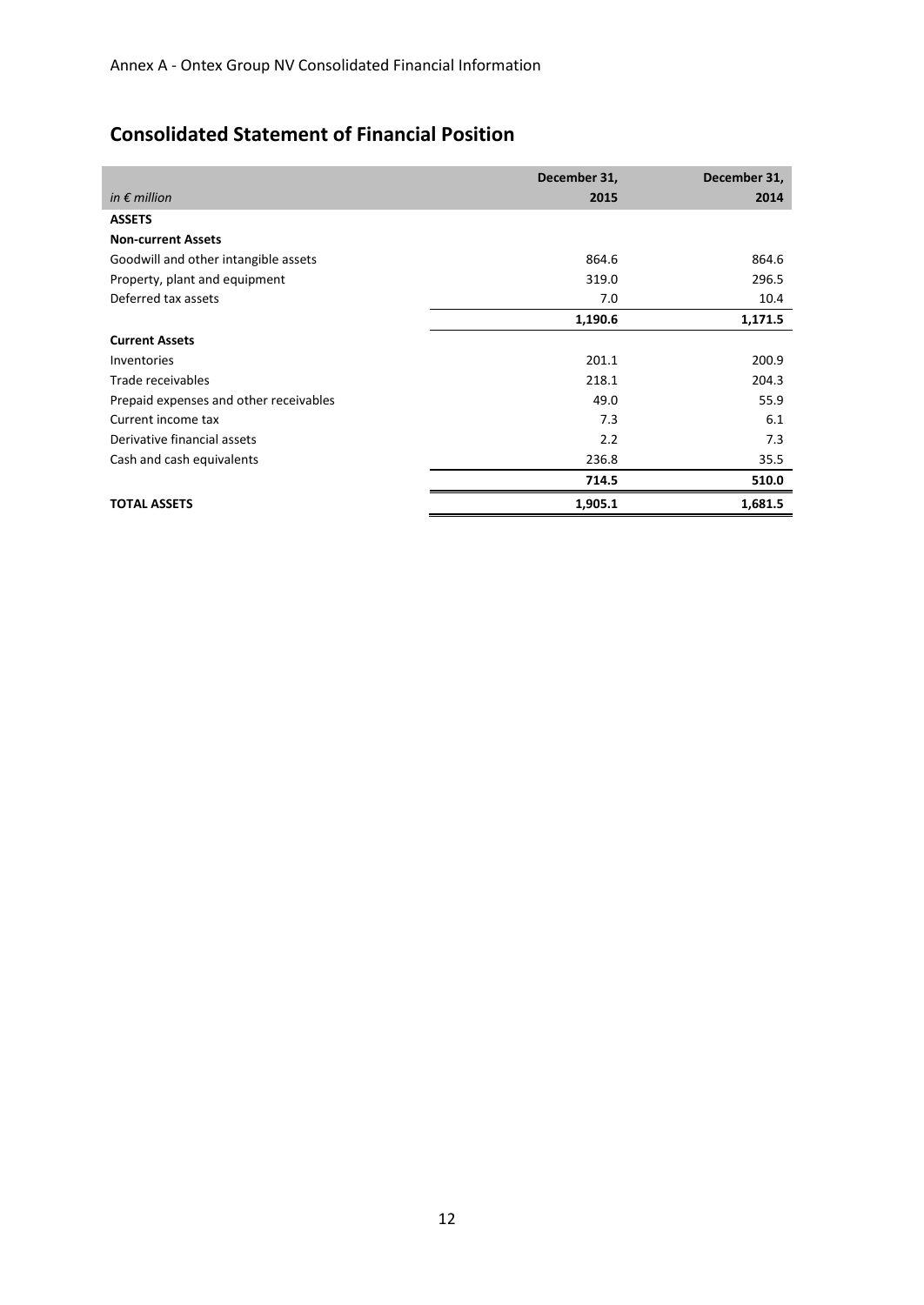Annex A - Ontex Group NV Consolidated Financial Information

## Consolidated Statement of Financial Position

| *in € million* | December 31, 2015 | December 31, 2014 |
|---|---|---|
| **ASSETS** | | |
| **Non-current Assets** | | |
| Goodwill and other intangible assets | 864.6 | 864.6 |
| Property, plant and equipment | 319.0 | 296.5 |
| Deferred tax assets | 7.0 | 10.4 |
| | **1,190.6** | **1,171.5** |
| **Current Assets** | | |
| Inventories | 201.1 | 200.9 |
| Trade receivables | 218.1 | 204.3 |
| Prepaid expenses and other receivables | 49.0 | 55.9 |
| Current income tax | 7.3 | 6.1 |
| Derivative financial assets | 2.2 | 7.3 |
| Cash and cash equivalents | 236.8 | 35.5 |
| | **714.5** | **510.0** |
| **TOTAL ASSETS** | **1,905.1** | **1,681.5** |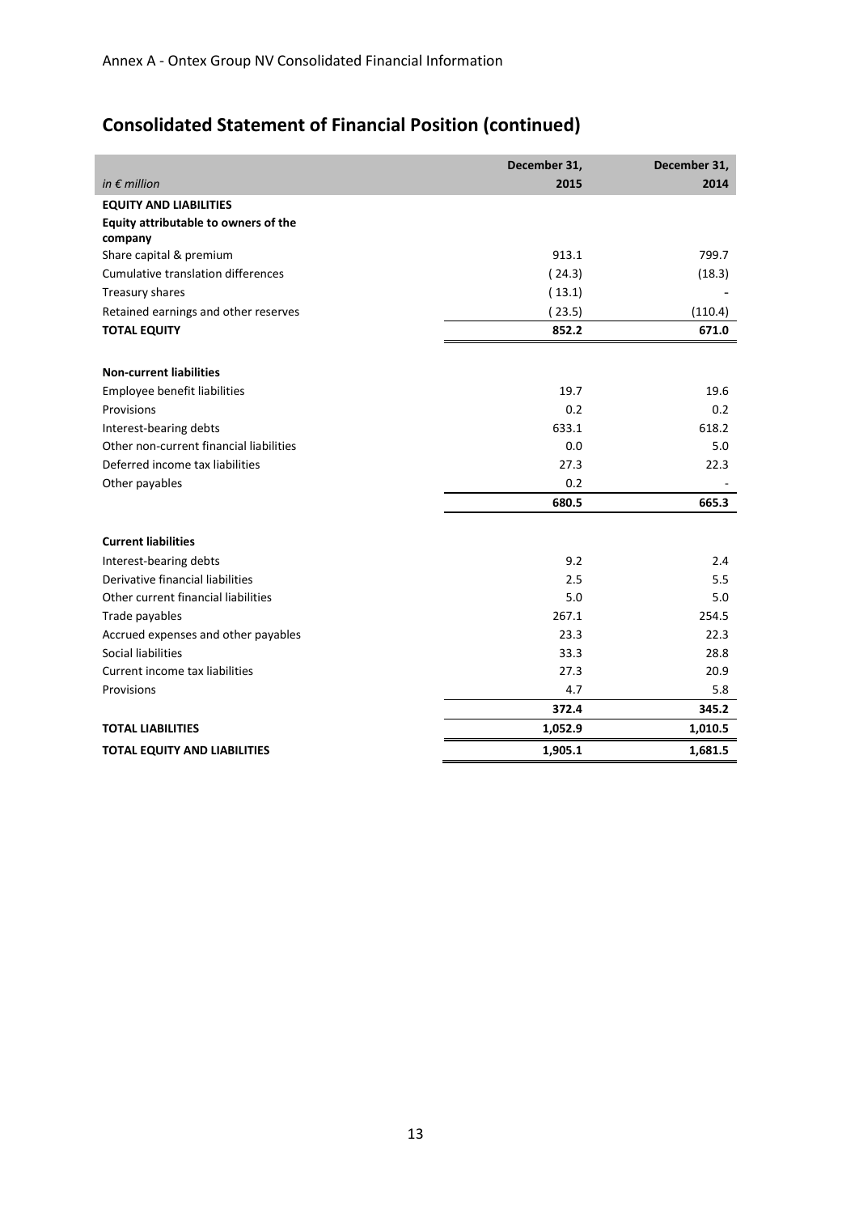Annex A - Ontex Group NV Consolidated Financial Information

## Consolidated Statement of Financial Position (continued)

| *in € million* | December 31, 2015 | December 31, 2014 |
|---|---|---|
| **EQUITY AND LIABILITIES** | | |
| **Equity attributable to owners of the company** | | |
| Share capital & premium | 913.1 | 799.7 |
| Cumulative translation differences | ( 24.3) | (18.3) |
| Treasury shares | ( 13.1) | - |
| Retained earnings and other reserves | ( 23.5) | (110.4) |
| **TOTAL EQUITY** | **852.2** | **671.0** |
| | | |
| **Non-current liabilities** | | |
| Employee benefit liabilities | 19.7 | 19.6 |
| Provisions | 0.2 | 0.2 |
| Interest-bearing debts | 633.1 | 618.2 |
| Other non-current financial liabilities | 0.0 | 5.0 |
| Deferred income tax liabilities | 27.3 | 22.3 |
| Other payables | 0.2 | - |
| | **680.5** | **665.3** |
| | | |
| **Current liabilities** | | |
| Interest-bearing debts | 9.2 | 2.4 |
| Derivative financial liabilities | 2.5 | 5.5 |
| Other current financial liabilities | 5.0 | 5.0 |
| Trade payables | 267.1 | 254.5 |
| Accrued expenses and other payables | 23.3 | 22.3 |
| Social liabilities | 33.3 | 28.8 |
| Current income tax liabilities | 27.3 | 20.9 |
| Provisions | 4.7 | 5.8 |
| | **372.4** | **345.2** |
| **TOTAL LIABILITIES** | **1,052.9** | **1,010.5** |
| **TOTAL EQUITY AND LIABILITIES** | **1,905.1** | **1,681.5** |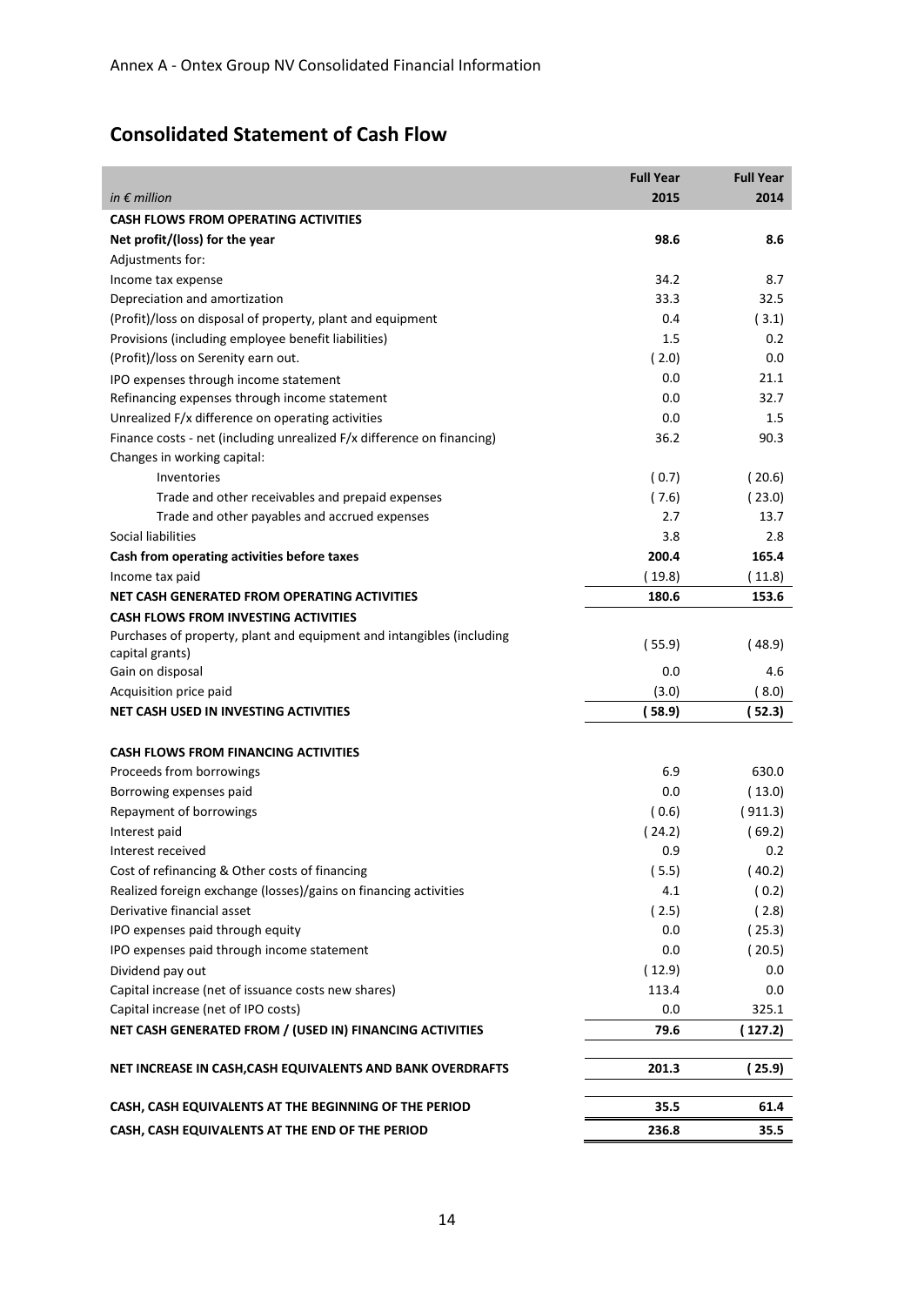Annex A - Ontex Group NV Consolidated Financial Information

## Consolidated Statement of Cash Flow

| *in € million* | Full Year 2015 | Full Year 2014 |
|---|---|---|
| **CASH FLOWS FROM OPERATING ACTIVITIES** | | |
| **Net profit/(loss) for the year** | **98.6** | **8.6** |
| Adjustments for: | | |
| Income tax expense | 34.2 | 8.7 |
| Depreciation and amortization | 33.3 | 32.5 |
| (Profit)/loss on disposal of property, plant and equipment | 0.4 | ( 3.1) |
| Provisions (including employee benefit liabilities) | 1.5 | 0.2 |
| (Profit)/loss on Serenity earn out. | ( 2.0) | 0.0 |
| IPO expenses through income statement | 0.0 | 21.1 |
| Refinancing expenses through income statement | 0.0 | 32.7 |
| Unrealized F/x difference on operating activities | 0.0 | 1.5 |
| Finance costs - net (including unrealized F/x difference on financing) | 36.2 | 90.3 |
| Changes in working capital: | | |
| Inventories | ( 0.7) | ( 20.6) |
| Trade and other receivables and prepaid expenses | ( 7.6) | ( 23.0) |
| Trade and other payables and accrued expenses | 2.7 | 13.7 |
| Social liabilities | 3.8 | 2.8 |
| **Cash from operating activities before taxes** | **200.4** | **165.4** |
| Income tax paid | ( 19.8) | ( 11.8) |
| **NET CASH GENERATED FROM OPERATING ACTIVITIES** | **180.6** | **153.6** |
| **CASH FLOWS FROM INVESTING ACTIVITIES** | | |
| Purchases of property, plant and equipment and intangibles (including capital grants) | ( 55.9) | ( 48.9) |
| Gain on disposal | 0.0 | 4.6 |
| Acquisition price paid | (3.0) | ( 8.0) |
| **NET CASH USED IN INVESTING ACTIVITIES** | **( 58.9)** | **( 52.3)** |
| **CASH FLOWS FROM FINANCING ACTIVITIES** | | |
| Proceeds from borrowings | 6.9 | 630.0 |
| Borrowing expenses paid | 0.0 | ( 13.0) |
| Repayment of borrowings | ( 0.6) | ( 911.3) |
| Interest paid | ( 24.2) | ( 69.2) |
| Interest received | 0.9 | 0.2 |
| Cost of refinancing & Other costs of financing | ( 5.5) | ( 40.2) |
| Realized foreign exchange (losses)/gains on financing activities | 4.1 | ( 0.2) |
| Derivative financial asset | ( 2.5) | ( 2.8) |
| IPO expenses paid through equity | 0.0 | ( 25.3) |
| IPO expenses paid through income statement | 0.0 | ( 20.5) |
| Dividend pay out | ( 12.9) | 0.0 |
| Capital increase (net of issuance costs new shares) | 113.4 | 0.0 |
| Capital increase (net of IPO costs) | 0.0 | 325.1 |
| **NET CASH GENERATED FROM / (USED IN) FINANCING ACTIVITIES** | **79.6** | **( 127.2)** |
| **NET INCREASE IN CASH,CASH EQUIVALENTS AND BANK OVERDRAFTS** | **201.3** | **( 25.9)** |
| **CASH, CASH EQUIVALENTS AT THE BEGINNING OF THE PERIOD** | **35.5** | **61.4** |
| **CASH, CASH EQUIVALENTS AT THE END OF THE PERIOD** | **236.8** | **35.5** |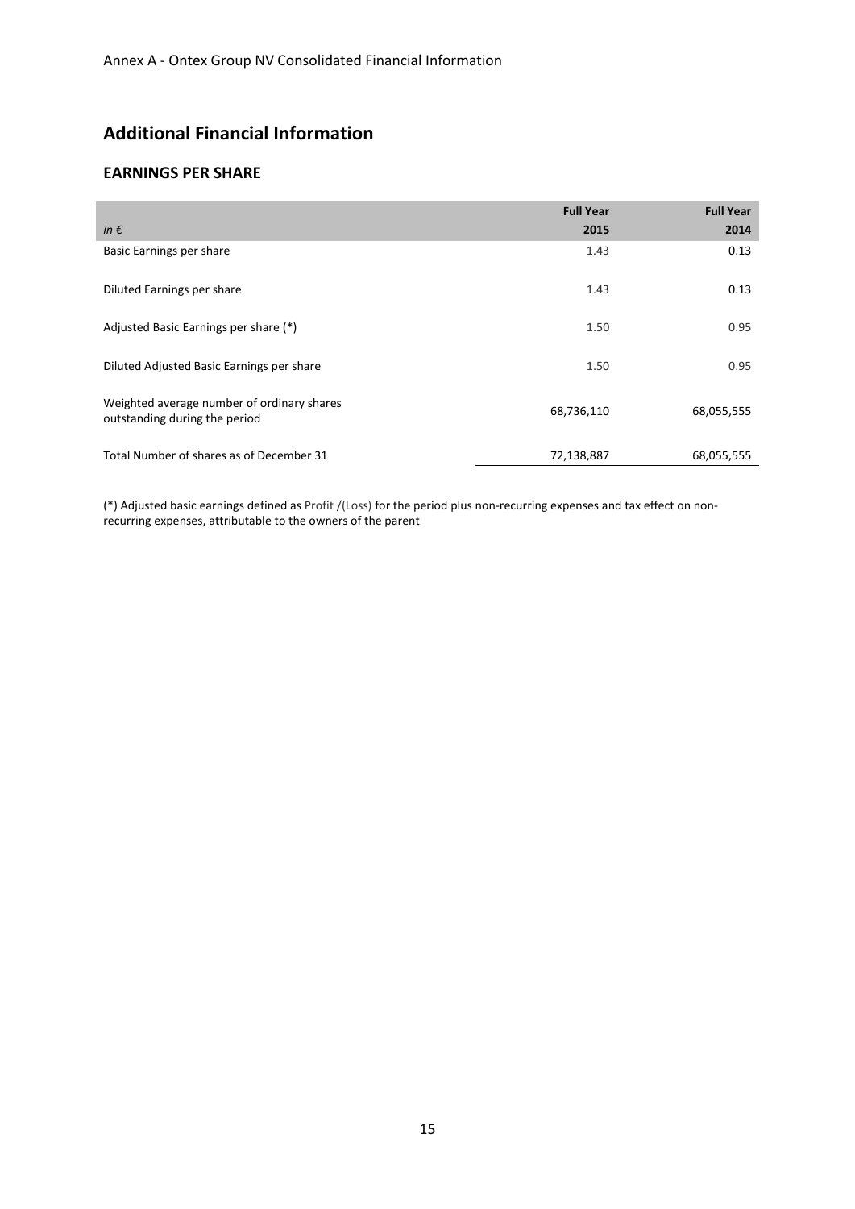Annex A - Ontex Group NV Consolidated Financial Information

## Additional Financial Information

### EARNINGS PER SHARE

| *in €* | Full Year 2015 | Full Year 2014 |
|---|---|---|
| Basic Earnings per share | 1.43 | 0.13 |
| Diluted Earnings per share | 1.43 | 0.13 |
| Adjusted Basic Earnings per share (*) | 1.50 | 0.95 |
| Diluted Adjusted Basic Earnings per share | 1.50 | 0.95 |
| Weighted average number of ordinary shares outstanding during the period | 68,736,110 | 68,055,555 |
| Total Number of shares as of December 31 | 72,138,887 | 68,055,555 |

(*) Adjusted basic earnings defined as Profit /(Loss) for the period plus non-recurring expenses and tax effect on non-recurring expenses, attributable to the owners of the parent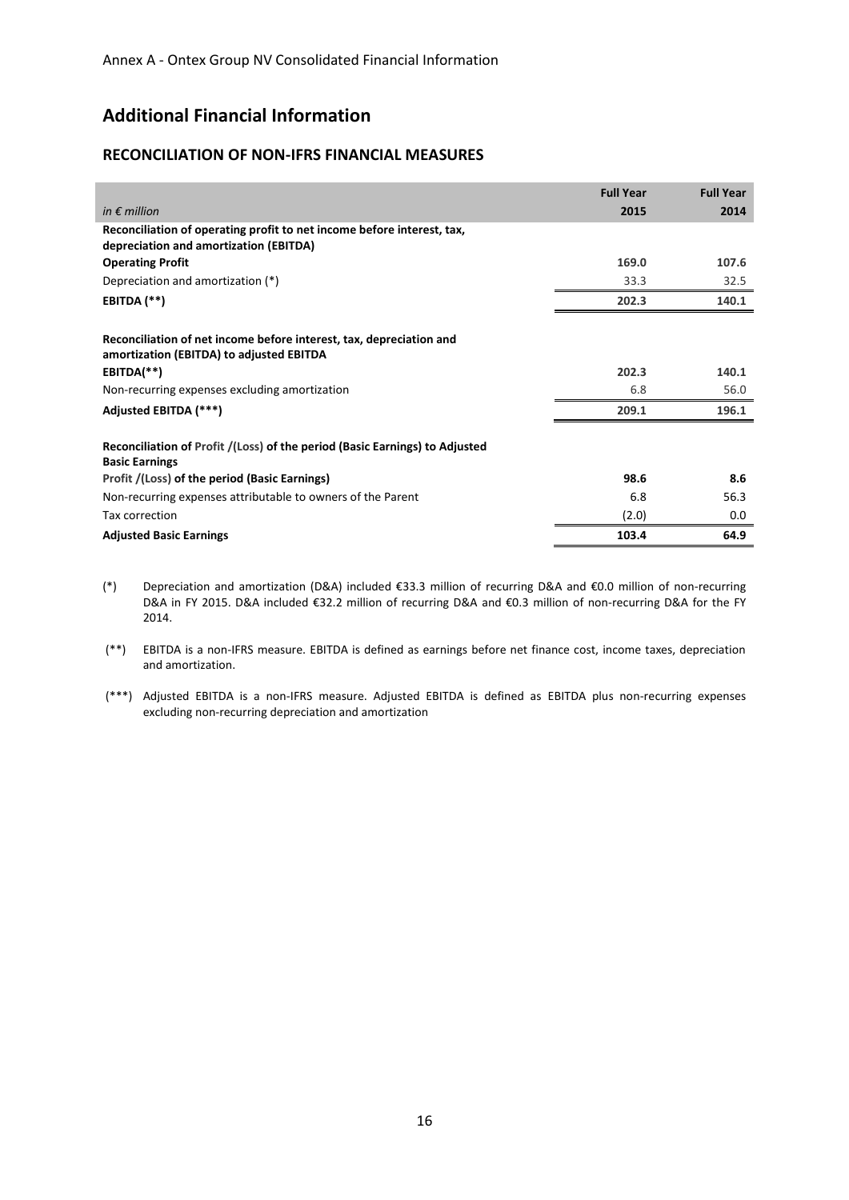Annex A - Ontex Group NV Consolidated Financial Information

## Additional Financial Information

### RECONCILIATION OF NON-IFRS FINANCIAL MEASURES

| *in € million* | Full Year 2015 | Full Year 2014 |
|---|---|---|
| **Reconciliation of operating profit to net income before interest, tax, depreciation and amortization (EBITDA)** | | |
| **Operating Profit** | **169.0** | **107.6** |
| Depreciation and amortization (*) | 33.3 | 32.5 |
| **EBITDA (**)** | **202.3** | **140.1** |
| | | |
| **Reconciliation of net income before interest, tax, depreciation and amortization (EBITDA) to adjusted EBITDA** | | |
| **EBITDA(**)** | **202.3** | **140.1** |
| Non-recurring expenses excluding amortization | 6.8 | 56.0 |
| **Adjusted EBITDA (***)** | **209.1** | **196.1** |
| | | |
| **Reconciliation of Profit /(Loss) of the period (Basic Earnings) to Adjusted Basic Earnings** | | |
| **Profit /(Loss) of the period (Basic Earnings)** | **98.6** | **8.6** |
| Non-recurring expenses attributable to owners of the Parent | 6.8 | 56.3 |
| Tax correction | (2.0) | 0.0 |
| **Adjusted Basic Earnings** | **103.4** | **64.9** |

(*) Depreciation and amortization (D&A) included €33.3 million of recurring D&A and €0.0 million of non-recurring D&A in FY 2015. D&A included €32.2 million of recurring D&A and €0.3 million of non-recurring D&A for the FY 2014.

(**) EBITDA is a non-IFRS measure. EBITDA is defined as earnings before net finance cost, income taxes, depreciation and amortization.

(***) Adjusted EBITDA is a non-IFRS measure. Adjusted EBITDA is defined as EBITDA plus non-recurring expenses excluding non-recurring depreciation and amortization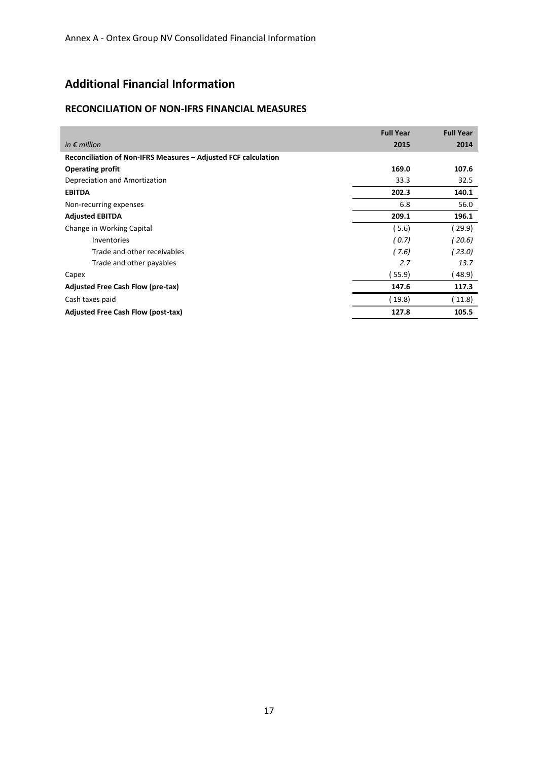Annex A - Ontex Group NV Consolidated Financial Information

## Additional Financial Information

### RECONCILIATION OF NON-IFRS FINANCIAL MEASURES

| *in € million* | **Full Year 2015** | **Full Year 2014** |
|---|---|---|
| **Reconciliation of Non-IFRS Measures – Adjusted FCF calculation** | | |
| **Operating profit** | **169.0** | **107.6** |
| Depreciation and Amortization | 33.3 | 32.5 |
| **EBITDA** | **202.3** | **140.1** |
| Non-recurring expenses | 6.8 | 56.0 |
| **Adjusted EBITDA** | **209.1** | **196.1** |
| Change in Working Capital | ( 5.6) | ( 29.9) |
| Inventories | *( 0.7)* | *( 20.6)* |
| Trade and other receivables | *( 7.6)* | *( 23.0)* |
| Trade and other payables | *2.7* | *13.7* |
| Capex | ( 55.9) | ( 48.9) |
| **Adjusted Free Cash Flow (pre-tax)** | **147.6** | **117.3** |
| Cash taxes paid | ( 19.8) | ( 11.8) |
| **Adjusted Free Cash Flow (post-tax)** | **127.8** | **105.5** |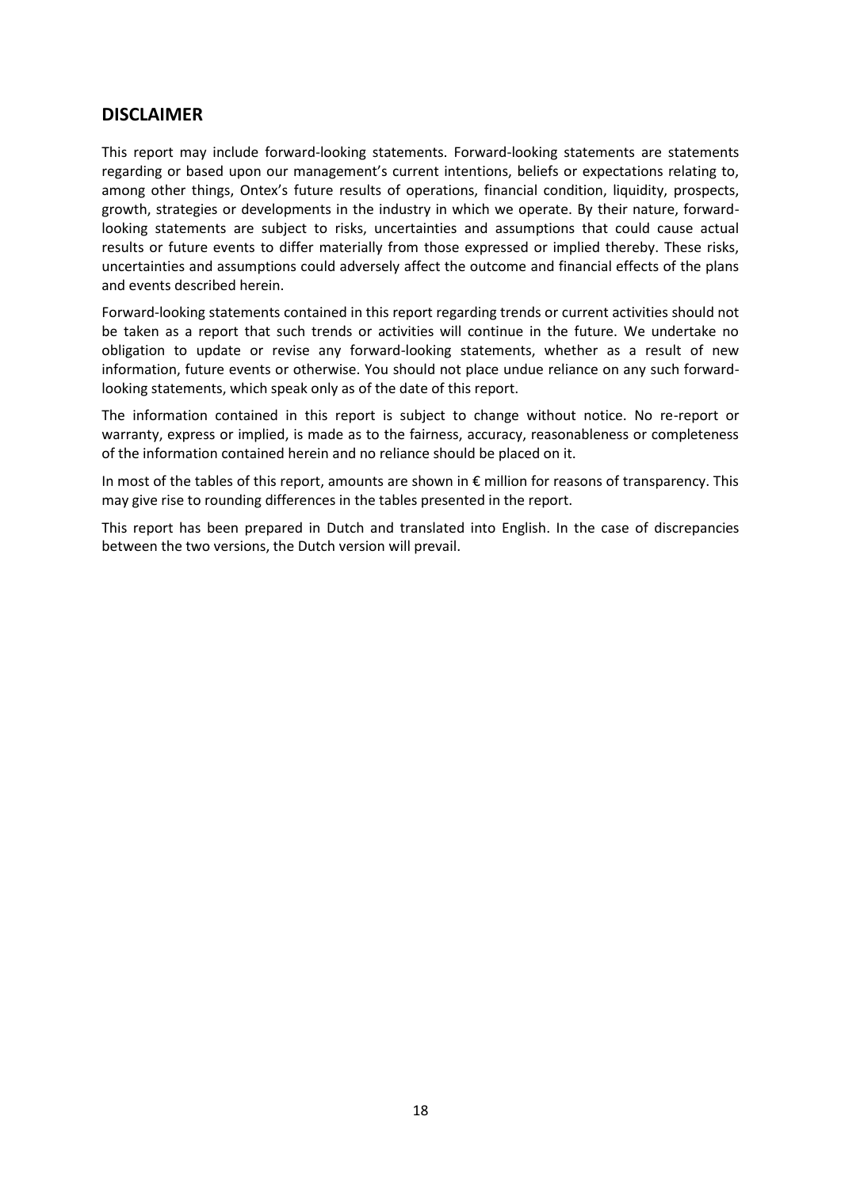## DISCLAIMER

This report may include forward-looking statements. Forward-looking statements are statements regarding or based upon our management's current intentions, beliefs or expectations relating to, among other things, Ontex's future results of operations, financial condition, liquidity, prospects, growth, strategies or developments in the industry in which we operate. By their nature, forward-looking statements are subject to risks, uncertainties and assumptions that could cause actual results or future events to differ materially from those expressed or implied thereby. These risks, uncertainties and assumptions could adversely affect the outcome and financial effects of the plans and events described herein.

Forward-looking statements contained in this report regarding trends or current activities should not be taken as a report that such trends or activities will continue in the future. We undertake no obligation to update or revise any forward-looking statements, whether as a result of new information, future events or otherwise. You should not place undue reliance on any such forward-looking statements, which speak only as of the date of this report.

The information contained in this report is subject to change without notice. No re-report or warranty, express or implied, is made as to the fairness, accuracy, reasonableness or completeness of the information contained herein and no reliance should be placed on it.

In most of the tables of this report, amounts are shown in € million for reasons of transparency. This may give rise to rounding differences in the tables presented in the report.

This report has been prepared in Dutch and translated into English. In the case of discrepancies between the two versions, the Dutch version will prevail.